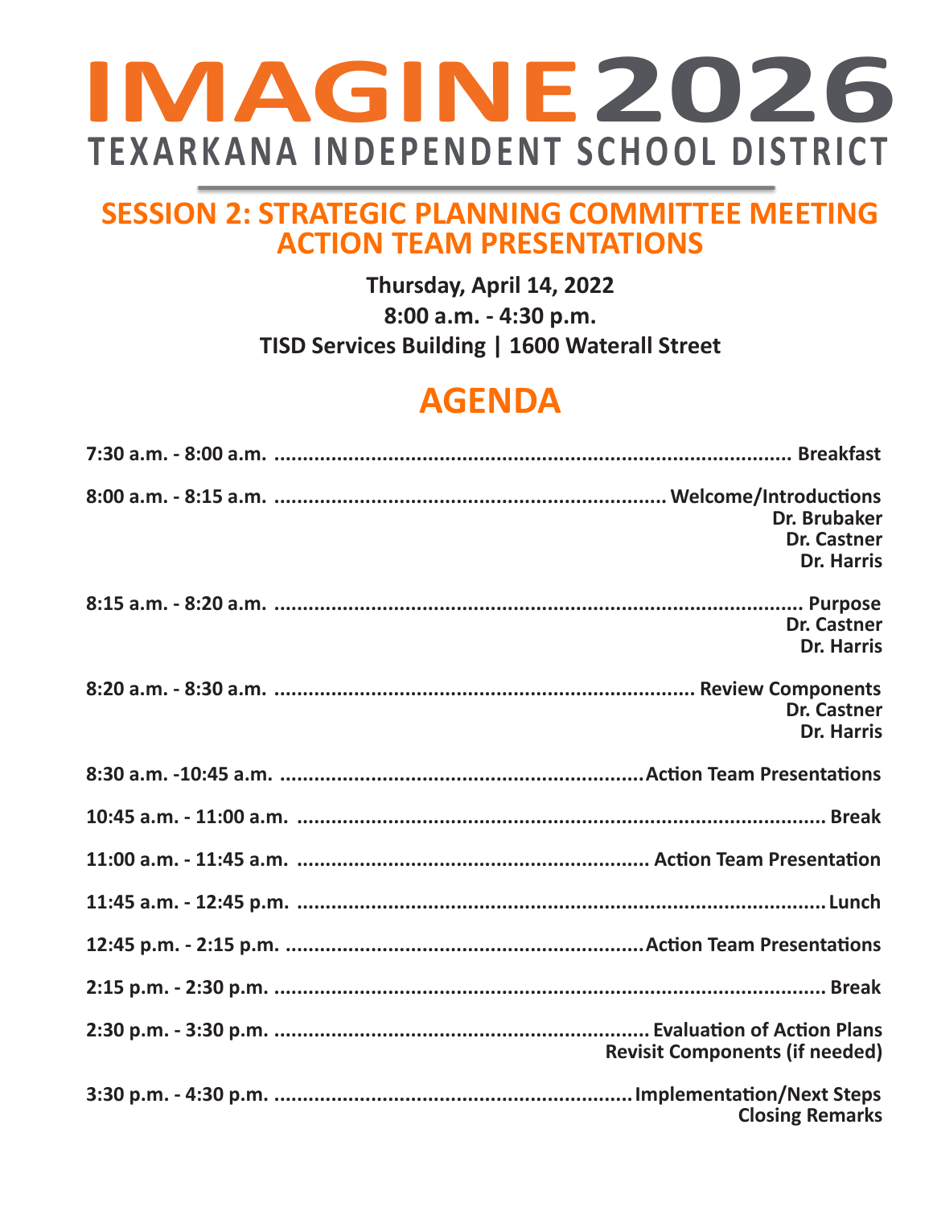# IMAGINE 2026

**TEXARKANA INDEPENDENT SCHOOL DISTRICT**

## SESSION 2: STRATEGIC PLANNING COMMITTEE MEETING
## ACTION TEAM PRESENTATIONS

**Thursday, April 14, 2022**
**8:00 a.m. - 4:30 p.m.**
**TISD Services Building | 1600 Waterall Street**

## AGENDA

**7:30 a.m. - 8:00 a.m.** ........ **Breakfast**

**8:00 a.m. - 8:15 a.m.** ........ **Welcome/Introductions**
Dr. Brubaker
Dr. Castner
Dr. Harris

**8:15 a.m. - 8:20 a.m.** ........ **Purpose**
Dr. Castner
Dr. Harris

**8:20 a.m. - 8:30 a.m.** ........ **Review Components**
Dr. Castner
Dr. Harris

**8:30 a.m. -10:45 a.m.** ........ **Action Team Presentations**

**10:45 a.m. - 11:00 a.m.** ........ **Break**

**11:00 a.m. - 11:45 a.m.** ........ **Action Team Presentation**

**11:45 a.m. - 12:45 p.m.** ........ **Lunch**

**12:45 p.m. - 2:15 p.m.** ........ **Action Team Presentations**

**2:15 p.m. - 2:30 p.m.** ........ **Break**

**2:30 p.m. - 3:30 p.m.** ........ **Evaluation of Action Plans**
Revisit Components (if needed)

**3:30 p.m. - 4:30 p.m.** ........ **Implementation/Next Steps**
Closing Remarks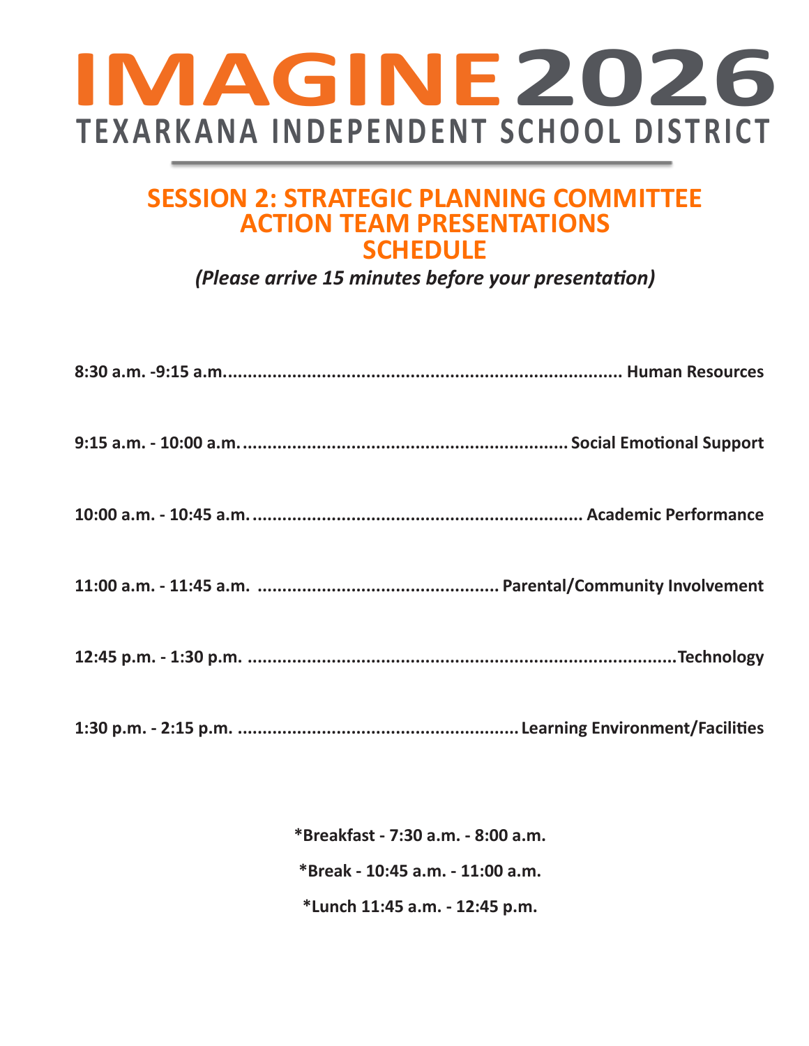# IMAGINE 2026

## TEXARKANA INDEPENDENT SCHOOL DISTRICT

## SESSION 2: STRATEGIC PLANNING COMMITTEE ACTION TEAM PRESENTATIONS SCHEDULE

*(Please arrive 15 minutes before your presentation)*

**8:30 a.m. -9:15 a.m.................................................................................. Human Resources**

**9:15 a.m. - 10:00 a.m.................................................................. Social Emotional Support**

**10:00 a.m. - 10:45 a.m.................................................................. Academic Performance**

**11:00 a.m. - 11:45 a.m. ................................................ Parental/Community Involvement**

**12:45 p.m. - 1:30 p.m. .........................................................................Technology**

**1:30 p.m. - 2:15 p.m. ........................................................ Learning Environment/Facilities**

**\*Breakfast - 7:30 a.m. - 8:00 a.m.**

**\*Break - 10:45 a.m. - 11:00 a.m.**

**\*Lunch 11:45 a.m. - 12:45 p.m.**